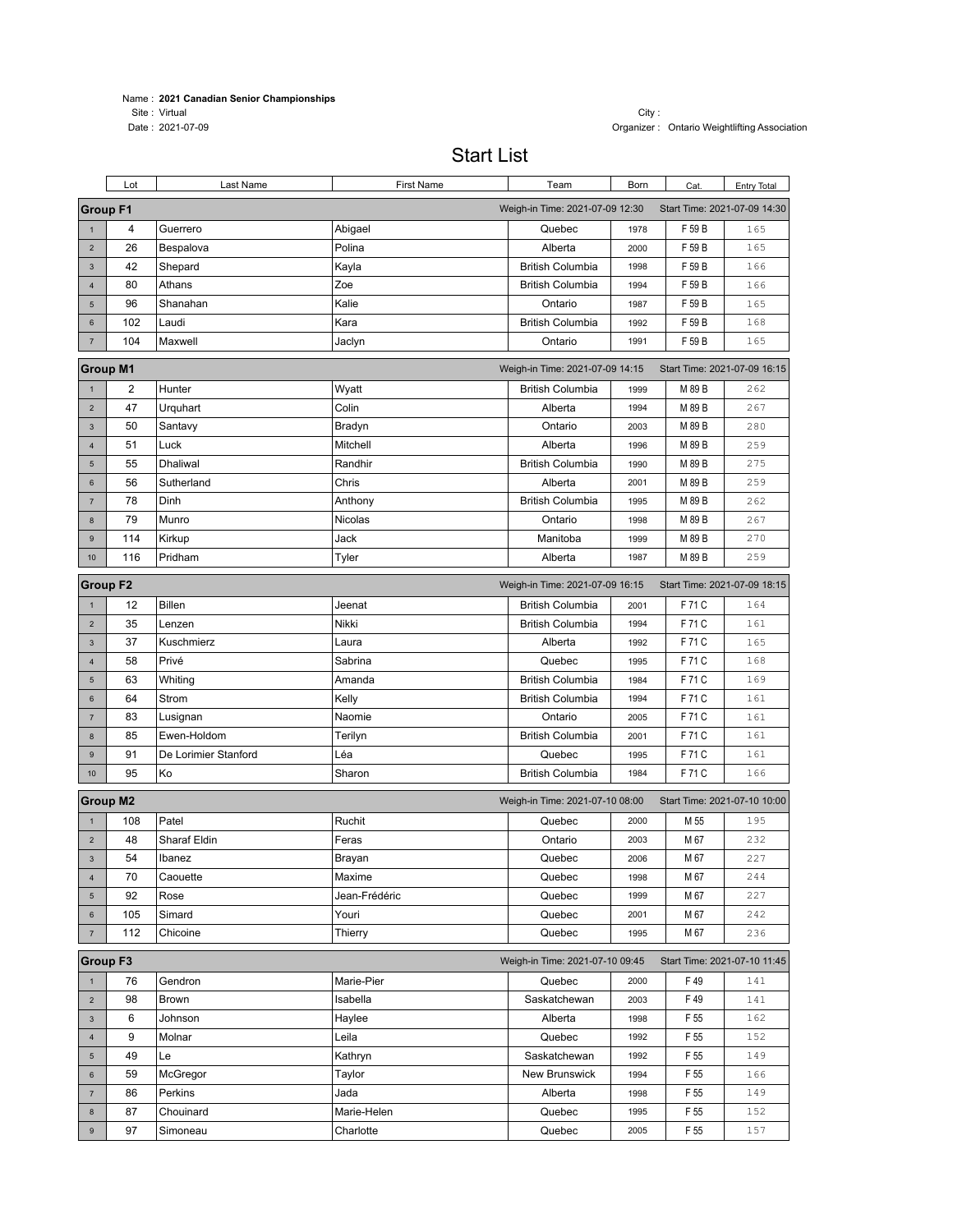Name : **2021 Canadian Senior Championships**
Site : Virtual
Date : 2021-07-09

City :
Organizer : Ontario Weightlifting Association

# Start List

| | Lot | Last Name | First Name | Team | Born | Cat. | Entry Total |
|---|---|---|---|---|---|---|---|
| **Group F1** | | | | Weigh-in Time: 2021-07-09 12:30 | | Start Time: 2021-07-09 14:30 | |
| 1 | 4 | Guerrero | Abigael | Quebec | 1978 | F 59 B | 165 |
| 2 | 26 | Bespalova | Polina | Alberta | 2000 | F 59 B | 165 |
| 3 | 42 | Shepard | Kayla | British Columbia | 1998 | F 59 B | 166 |
| 4 | 80 | Athans | Zoe | British Columbia | 1994 | F 59 B | 166 |
| 5 | 96 | Shanahan | Kalie | Ontario | 1987 | F 59 B | 165 |
| 6 | 102 | Laudi | Kara | British Columbia | 1992 | F 59 B | 168 |
| 7 | 104 | Maxwell | Jaclyn | Ontario | 1991 | F 59 B | 165 |
| **Group M1** | | | | Weigh-in Time: 2021-07-09 14:15 | | Start Time: 2021-07-09 16:15 | |
| 1 | 2 | Hunter | Wyatt | British Columbia | 1999 | M 89 B | 262 |
| 2 | 47 | Urquhart | Colin | Alberta | 1994 | M 89 B | 267 |
| 3 | 50 | Santavy | Bradyn | Ontario | 2003 | M 89 B | 280 |
| 4 | 51 | Luck | Mitchell | Alberta | 1996 | M 89 B | 259 |
| 5 | 55 | Dhaliwal | Randhir | British Columbia | 1990 | M 89 B | 275 |
| 6 | 56 | Sutherland | Chris | Alberta | 2001 | M 89 B | 259 |
| 7 | 78 | Dinh | Anthony | British Columbia | 1995 | M 89 B | 262 |
| 8 | 79 | Munro | Nicolas | Ontario | 1998 | M 89 B | 267 |
| 9 | 114 | Kirkup | Jack | Manitoba | 1999 | M 89 B | 270 |
| 10 | 116 | Pridham | Tyler | Alberta | 1987 | M 89 B | 259 |
| **Group F2** | | | | Weigh-in Time: 2021-07-09 16:15 | | Start Time: 2021-07-09 18:15 | |
| 1 | 12 | Billen | Jeenat | British Columbia | 2001 | F 71 C | 164 |
| 2 | 35 | Lenzen | Nikki | British Columbia | 1994 | F 71 C | 161 |
| 3 | 37 | Kuschmierz | Laura | Alberta | 1992 | F 71 C | 165 |
| 4 | 58 | Privé | Sabrina | Quebec | 1995 | F 71 C | 168 |
| 5 | 63 | Whiting | Amanda | British Columbia | 1984 | F 71 C | 169 |
| 6 | 64 | Strom | Kelly | British Columbia | 1994 | F 71 C | 161 |
| 7 | 83 | Lusignan | Naomie | Ontario | 2005 | F 71 C | 161 |
| 8 | 85 | Ewen-Holdom | Terilyn | British Columbia | 2001 | F 71 C | 161 |
| 9 | 91 | De Lorimier Stanford | Léa | Quebec | 1995 | F 71 C | 161 |
| 10 | 95 | Ko | Sharon | British Columbia | 1984 | F 71 C | 166 |
| **Group M2** | | | | Weigh-in Time: 2021-07-10 08:00 | | Start Time: 2021-07-10 10:00 | |
| 1 | 108 | Patel | Ruchit | Quebec | 2000 | M 55 | 195 |
| 2 | 48 | Sharaf Eldin | Feras | Ontario | 2003 | M 67 | 232 |
| 3 | 54 | Ibanez | Brayan | Quebec | 2006 | M 67 | 227 |
| 4 | 70 | Caouette | Maxime | Quebec | 1998 | M 67 | 244 |
| 5 | 92 | Rose | Jean-Frédéric | Quebec | 1999 | M 67 | 227 |
| 6 | 105 | Simard | Youri | Quebec | 2001 | M 67 | 242 |
| 7 | 112 | Chicoine | Thierry | Quebec | 1995 | M 67 | 236 |
| **Group F3** | | | | Weigh-in Time: 2021-07-10 09:45 | | Start Time: 2021-07-10 11:45 | |
| 1 | 76 | Gendron | Marie-Pier | Quebec | 2000 | F 49 | 141 |
| 2 | 98 | Brown | Isabella | Saskatchewan | 2003 | F 49 | 141 |
| 3 | 6 | Johnson | Haylee | Alberta | 1998 | F 55 | 162 |
| 4 | 9 | Molnar | Leila | Quebec | 1992 | F 55 | 152 |
| 5 | 49 | Le | Kathryn | Saskatchewan | 1992 | F 55 | 149 |
| 6 | 59 | McGregor | Taylor | New Brunswick | 1994 | F 55 | 166 |
| 7 | 86 | Perkins | Jada | Alberta | 1998 | F 55 | 149 |
| 8 | 87 | Chouinard | Marie-Helen | Quebec | 1995 | F 55 | 152 |
| 9 | 97 | Simoneau | Charlotte | Quebec | 2005 | F 55 | 157 |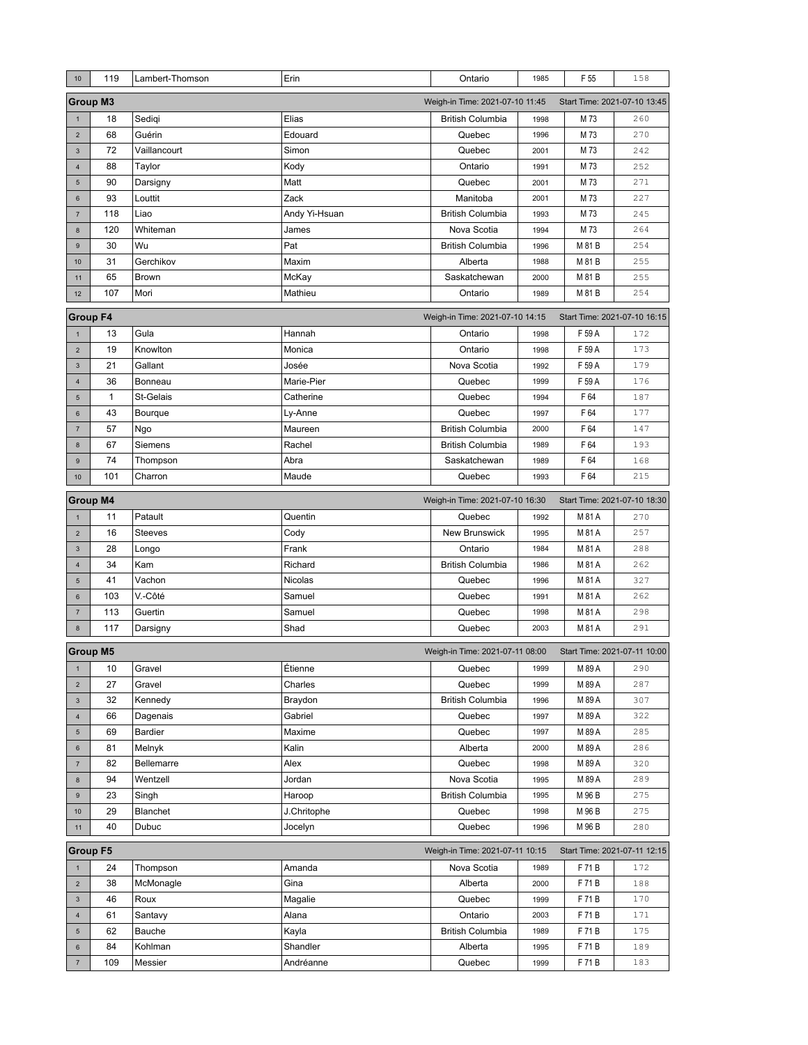| 10 | 119 | Lambert-Thomson | Erin | Ontario | 1985 | F 55 | 158 |
|---|---|---|---|---|---|---|---|

**Group M3** — Weigh-in Time: 2021-07-10 11:45 — Start Time: 2021-07-10 13:45

| | | | | | | | |
|---|---|---|---|---|---|---|---|
| 1 | 18 | Sediqi | Elias | British Columbia | 1998 | M 73 | 260 |
| 2 | 68 | Guérin | Edouard | Quebec | 1996 | M 73 | 270 |
| 3 | 72 | Vaillancourt | Simon | Quebec | 2001 | M 73 | 242 |
| 4 | 88 | Taylor | Kody | Ontario | 1991 | M 73 | 252 |
| 5 | 90 | Darsigny | Matt | Quebec | 2001 | M 73 | 271 |
| 6 | 93 | Louttit | Zack | Manitoba | 2001 | M 73 | 227 |
| 7 | 118 | Liao | Andy Yi-Hsuan | British Columbia | 1993 | M 73 | 245 |
| 8 | 120 | Whiteman | James | Nova Scotia | 1994 | M 73 | 264 |
| 9 | 30 | Wu | Pat | British Columbia | 1996 | M 81 B | 254 |
| 10 | 31 | Gerchikov | Maxim | Alberta | 1988 | M 81 B | 255 |
| 11 | 65 | Brown | McKay | Saskatchewan | 2000 | M 81 B | 255 |
| 12 | 107 | Mori | Mathieu | Ontario | 1989 | M 81 B | 254 |

**Group F4** — Weigh-in Time: 2021-07-10 14:15 — Start Time: 2021-07-10 16:15

| | | | | | | | |
|---|---|---|---|---|---|---|---|
| 1 | 13 | Gula | Hannah | Ontario | 1998 | F 59 A | 172 |
| 2 | 19 | Knowlton | Monica | Ontario | 1998 | F 59 A | 173 |
| 3 | 21 | Gallant | Josée | Nova Scotia | 1992 | F 59 A | 179 |
| 4 | 36 | Bonneau | Marie-Pier | Quebec | 1999 | F 59 A | 176 |
| 5 | 1 | St-Gelais | Catherine | Quebec | 1994 | F 64 | 187 |
| 6 | 43 | Bourque | Ly-Anne | Quebec | 1997 | F 64 | 177 |
| 7 | 57 | Ngo | Maureen | British Columbia | 2000 | F 64 | 147 |
| 8 | 67 | Siemens | Rachel | British Columbia | 1989 | F 64 | 193 |
| 9 | 74 | Thompson | Abra | Saskatchewan | 1989 | F 64 | 168 |
| 10 | 101 | Charron | Maude | Quebec | 1993 | F 64 | 215 |

**Group M4** — Weigh-in Time: 2021-07-10 16:30 — Start Time: 2021-07-10 18:30

| | | | | | | | |
|---|---|---|---|---|---|---|---|
| 1 | 11 | Patault | Quentin | Quebec | 1992 | M 81 A | 270 |
| 2 | 16 | Steeves | Cody | New Brunswick | 1995 | M 81 A | 257 |
| 3 | 28 | Longo | Frank | Ontario | 1984 | M 81 A | 288 |
| 4 | 34 | Kam | Richard | British Columbia | 1986 | M 81 A | 262 |
| 5 | 41 | Vachon | Nicolas | Quebec | 1996 | M 81 A | 327 |
| 6 | 103 | V.-Côté | Samuel | Quebec | 1991 | M 81 A | 262 |
| 7 | 113 | Guertin | Samuel | Quebec | 1998 | M 81 A | 298 |
| 8 | 117 | Darsigny | Shad | Quebec | 2003 | M 81 A | 291 |

**Group M5** — Weigh-in Time: 2021-07-11 08:00 — Start Time: 2021-07-11 10:00

| | | | | | | | |
|---|---|---|---|---|---|---|---|
| 1 | 10 | Gravel | Étienne | Quebec | 1999 | M 89 A | 290 |
| 2 | 27 | Gravel | Charles | Quebec | 1999 | M 89 A | 287 |
| 3 | 32 | Kennedy | Braydon | British Columbia | 1996 | M 89 A | 307 |
| 4 | 66 | Dagenais | Gabriel | Quebec | 1997 | M 89 A | 322 |
| 5 | 69 | Bardier | Maxime | Quebec | 1997 | M 89 A | 285 |
| 6 | 81 | Melnyk | Kalin | Alberta | 2000 | M 89 A | 286 |
| 7 | 82 | Bellemarre | Alex | Quebec | 1998 | M 89 A | 320 |
| 8 | 94 | Wentzell | Jordan | Nova Scotia | 1995 | M 89 A | 289 |
| 9 | 23 | Singh | Haroop | British Columbia | 1995 | M 96 B | 275 |
| 10 | 29 | Blanchet | J.Chritophe | Quebec | 1998 | M 96 B | 275 |
| 11 | 40 | Dubuc | Jocelyn | Quebec | 1996 | M 96 B | 280 |

**Group F5** — Weigh-in Time: 2021-07-11 10:15 — Start Time: 2021-07-11 12:15

| | | | | | | | |
|---|---|---|---|---|---|---|---|
| 1 | 24 | Thompson | Amanda | Nova Scotia | 1989 | F 71 B | 172 |
| 2 | 38 | McMonagle | Gina | Alberta | 2000 | F 71 B | 188 |
| 3 | 46 | Roux | Magalie | Quebec | 1999 | F 71 B | 170 |
| 4 | 61 | Santavy | Alana | Ontario | 2003 | F 71 B | 171 |
| 5 | 62 | Bauche | Kayla | British Columbia | 1989 | F 71 B | 175 |
| 6 | 84 | Kohlman | Shandler | Alberta | 1995 | F 71 B | 189 |
| 7 | 109 | Messier | Andréanne | Quebec | 1999 | F 71 B | 183 |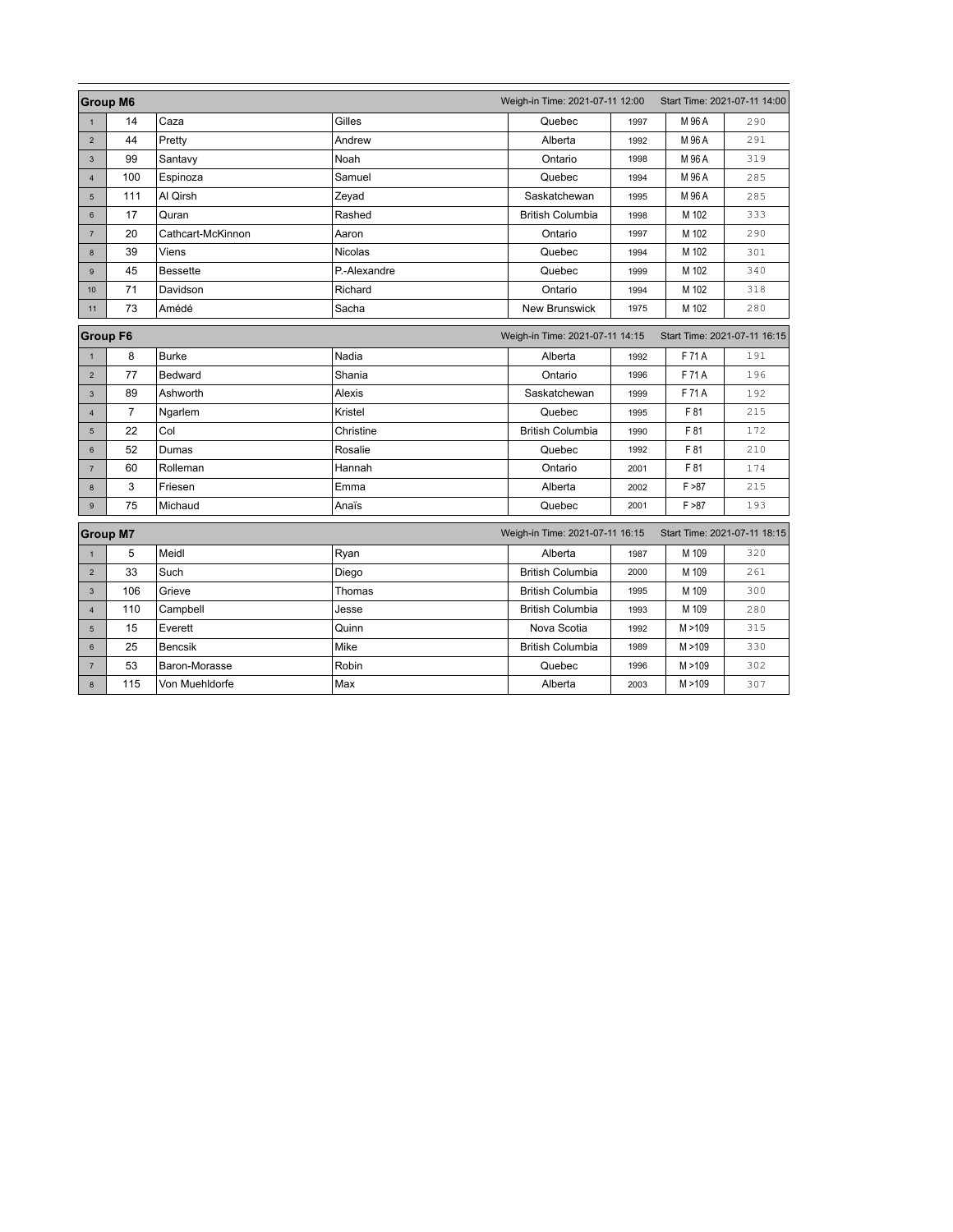**Group M6** — Weigh-in Time: 2021-07-11 12:00 — Start Time: 2021-07-11 14:00

| | | | | | | | |
|---|---|---|---|---|---|---|---|
| 1 | 14 | Caza | Gilles | Quebec | 1997 | M 96 A | 290 |
| 2 | 44 | Pretty | Andrew | Alberta | 1992 | M 96 A | 291 |
| 3 | 99 | Santavy | Noah | Ontario | 1998 | M 96 A | 319 |
| 4 | 100 | Espinoza | Samuel | Quebec | 1994 | M 96 A | 285 |
| 5 | 111 | Al Qirsh | Zeyad | Saskatchewan | 1995 | M 96 A | 285 |
| 6 | 17 | Quran | Rashed | British Columbia | 1998 | M 102 | 333 |
| 7 | 20 | Cathcart-McKinnon | Aaron | Ontario | 1997 | M 102 | 290 |
| 8 | 39 | Viens | Nicolas | Quebec | 1994 | M 102 | 301 |
| 9 | 45 | Bessette | P.-Alexandre | Quebec | 1999 | M 102 | 340 |
| 10 | 71 | Davidson | Richard | Ontario | 1994 | M 102 | 318 |
| 11 | 73 | Amédé | Sacha | New Brunswick | 1975 | M 102 | 280 |

**Group F6** — Weigh-in Time: 2021-07-11 14:15 — Start Time: 2021-07-11 16:15

| | | | | | | | |
|---|---|---|---|---|---|---|---|
| 1 | 8 | Burke | Nadia | Alberta | 1992 | F 71 A | 191 |
| 2 | 77 | Bedward | Shania | Ontario | 1996 | F 71 A | 196 |
| 3 | 89 | Ashworth | Alexis | Saskatchewan | 1999 | F 71 A | 192 |
| 4 | 7 | Ngarlem | Kristel | Quebec | 1995 | F 81 | 215 |
| 5 | 22 | Col | Christine | British Columbia | 1990 | F 81 | 172 |
| 6 | 52 | Dumas | Rosalie | Quebec | 1992 | F 81 | 210 |
| 7 | 60 | Rolleman | Hannah | Ontario | 2001 | F 81 | 174 |
| 8 | 3 | Friesen | Emma | Alberta | 2002 | F >87 | 215 |
| 9 | 75 | Michaud | Anaïs | Quebec | 2001 | F >87 | 193 |

**Group M7** — Weigh-in Time: 2021-07-11 16:15 — Start Time: 2021-07-11 18:15

| | | | | | | | |
|---|---|---|---|---|---|---|---|
| 1 | 5 | Meidl | Ryan | Alberta | 1987 | M 109 | 320 |
| 2 | 33 | Such | Diego | British Columbia | 2000 | M 109 | 261 |
| 3 | 106 | Grieve | Thomas | British Columbia | 1995 | M 109 | 300 |
| 4 | 110 | Campbell | Jesse | British Columbia | 1993 | M 109 | 280 |
| 5 | 15 | Everett | Quinn | Nova Scotia | 1992 | M >109 | 315 |
| 6 | 25 | Bencsik | Mike | British Columbia | 1989 | M >109 | 330 |
| 7 | 53 | Baron-Morasse | Robin | Quebec | 1996 | M >109 | 302 |
| 8 | 115 | Von Muehldorfe | Max | Alberta | 2003 | M >109 | 307 |